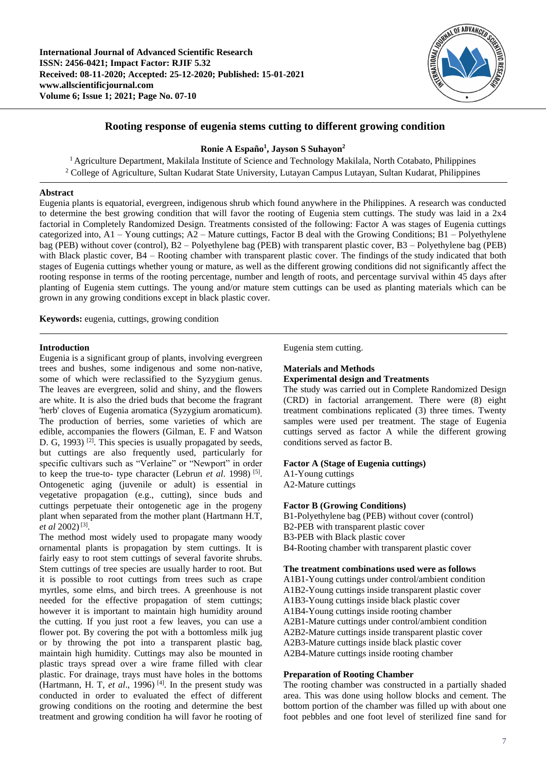# Rooting response of eugenia stems cutting to different growing condition

**Ronie A Españo[1], Jayson S Suhayon[2]**

[1] Agriculture Department, Makilala Institute of Science and Technology Makilala, North Cotabato, Philippines
[2] College of Agriculture, Sultan Kudarat State University, Lutayan Campus Lutayan, Sultan Kudarat, Philippines

## Abstract

Eugenia plants is equatorial, evergreen, indigenous shrub which found anywhere in the Philippines. A research was conducted to determine the best growing condition that will favor the rooting of Eugenia stem cuttings. The study was laid in a 2x4 factorial in Completely Randomized Design. Treatments consisted of the following: Factor A was stages of Eugenia cuttings categorized into, A1 – Young cuttings; A2 – Mature cuttings, Factor B deal with the Growing Conditions; B1 – Polyethylene bag (PEB) without cover (control), B2 – Polyethylene bag (PEB) with transparent plastic cover, B3 – Polyethylene bag (PEB) with Black plastic cover, B4 – Rooting chamber with transparent plastic cover. The findings of the study indicated that both stages of Eugenia cuttings whether young or mature, as well as the different growing conditions did not significantly affect the rooting response in terms of the rooting percentage, number and length of roots, and percentage survival within 45 days after planting of Eugenia stem cuttings. The young and/or mature stem cuttings can be used as planting materials which can be grown in any growing conditions except in black plastic cover.

**Keywords:** eugenia, cuttings, growing condition

## Introduction

Eugenia is a significant group of plants, involving evergreen trees and bushes, some indigenous and some non-native, some of which were reclassified to the Syzygium genus. The leaves are evergreen, solid and shiny, and the flowers are white. It is also the dried buds that become the fragrant 'herb' cloves of Eugenia aromatica (Syzygium aromaticum). The production of berries, some varieties of which are edible, accompanies the flowers (Gilman, E. F and Watson D. G, 1993) [2]. This species is usually propagated by seeds, but cuttings are also frequently used, particularly for specific cultivars such as "Verlaine" or "Newport" in order to keep the true-to- type character (Lebrun *et al*. 1998) [5]. Ontogenetic aging (juvenile or adult) is essential in vegetative propagation (e.g., cutting), since buds and cuttings perpetuate their ontogenetic age in the progeny plant when separated from the mother plant (Hartmann H.T, *et al* 2002) [3].

The method most widely used to propagate many woody ornamental plants is propagation by stem cuttings. It is fairly easy to root stem cuttings of several favorite shrubs. Stem cuttings of tree species are usually harder to root. But it is possible to root cuttings from trees such as crape myrtles, some elms, and birch trees. A greenhouse is not needed for the effective propagation of stem cuttings; however it is important to maintain high humidity around the cutting. If you just root a few leaves, you can use a flower pot. By covering the pot with a bottomless milk jug or by throwing the pot into a transparent plastic bag, maintain high humidity. Cuttings may also be mounted in plastic trays spread over a wire frame filled with clear plastic. For drainage, trays must have holes in the bottoms (Hartmann, H. T, *et al*., 1996) [4]. In the present study was conducted in order to evaluated the effect of different growing conditions on the rooting and determine the best treatment and growing condition ha will favor he rooting of Eugenia stem cutting.

## Materials and Methods

### Experimental design and Treatments

The study was carried out in Complete Randomized Design (CRD) in factorial arrangement. There were (8) eight treatment combinations replicated (3) three times. Twenty samples were used per treatment. The stage of Eugenia cuttings served as factor A while the different growing conditions served as factor B.

**Factor A (Stage of Eugenia cuttings)**

A1-Young cuttings
A2-Mature cuttings

**Factor B (Growing Conditions)**

B1-Polyethylene bag (PEB) without cover (control)
B2-PEB with transparent plastic cover
B3-PEB with Black plastic cover
B4-Rooting chamber with transparent plastic cover

**The treatment combinations used were as follows**

A1B1-Young cuttings under control/ambient condition
A1B2-Young cuttings inside transparent plastic cover
A1B3-Young cuttings inside black plastic cover
A1B4-Young cuttings inside rooting chamber
A2B1-Mature cuttings under control/ambient condition
A2B2-Mature cuttings inside transparent plastic cover
A2B3-Mature cuttings inside black plastic cover
A2B4-Mature cuttings inside rooting chamber

### Preparation of Rooting Chamber

The rooting chamber was constructed in a partially shaded area. This was done using hollow blocks and cement. The bottom portion of the chamber was filled up with about one foot pebbles and one foot level of sterilized fine sand for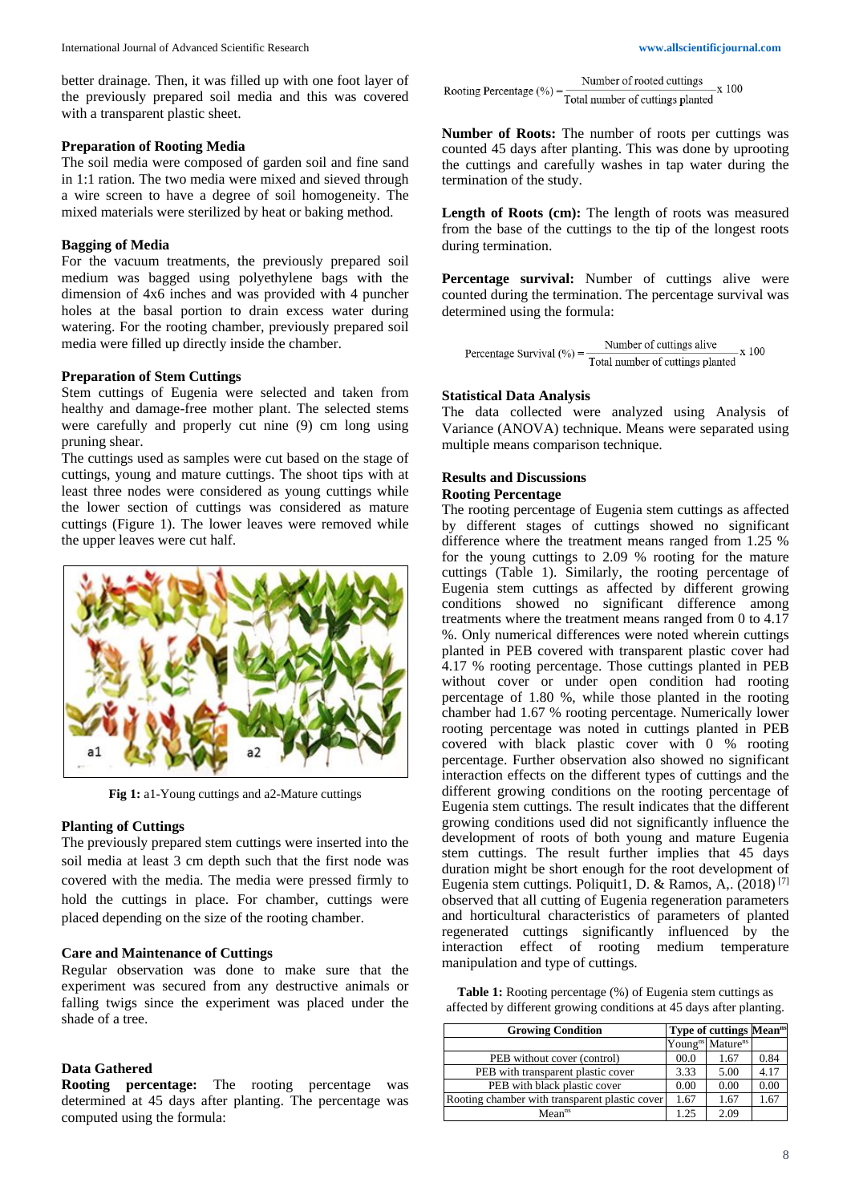better drainage. Then, it was filled up with one foot layer of the previously prepared soil media and this was covered with a transparent plastic sheet.

### Preparation of Rooting Media

The soil media were composed of garden soil and fine sand in 1:1 ration. The two media were mixed and sieved through a wire screen to have a degree of soil homogeneity. The mixed materials were sterilized by heat or baking method.

### Bagging of Media

For the vacuum treatments, the previously prepared soil medium was bagged using polyethylene bags with the dimension of 4x6 inches and was provided with 4 puncher holes at the basal portion to drain excess water during watering. For the rooting chamber, previously prepared soil media were filled up directly inside the chamber.

### Preparation of Stem Cuttings

Stem cuttings of Eugenia were selected and taken from healthy and damage-free mother plant. The selected stems were carefully and properly cut nine (9) cm long using pruning shear.

The cuttings used as samples were cut based on the stage of cuttings, young and mature cuttings. The shoot tips with at least three nodes were considered as young cuttings while the lower section of cuttings was considered as mature cuttings (Figure 1). The lower leaves were removed while the upper leaves were cut half.

**Fig 1:** a1-Young cuttings and a2-Mature cuttings

### Planting of Cuttings

The previously prepared stem cuttings were inserted into the soil media at least 3 cm depth such that the first node was covered with the media. The media were pressed firmly to hold the cuttings in place. For chamber, cuttings were placed depending on the size of the rooting chamber.

### Care and Maintenance of Cuttings

Regular observation was done to make sure that the experiment was secured from any destructive animals or falling twigs since the experiment was placed under the shade of a tree.

### Data Gathered

**Rooting percentage:** The rooting percentage was determined at 45 days after planting. The percentage was computed using the formula:

$$\text{Rooting Percentage (\%)} = \frac{\text{Number of rooted cuttings}}{\text{Total number of cuttings planted}} \times 100$$

**Number of Roots:** The number of roots per cuttings was counted 45 days after planting. This was done by uprooting the cuttings and carefully washes in tap water during the termination of the study.

**Length of Roots (cm):** The length of roots was measured from the base of the cuttings to the tip of the longest roots during termination.

**Percentage survival:** Number of cuttings alive were counted during the termination. The percentage survival was determined using the formula:

$$\text{Percentage Survival (\%)} = \frac{\text{Number of cuttings alive}}{\text{Total number of cuttings planted}} \times 100$$

### Statistical Data Analysis

The data collected were analyzed using Analysis of Variance (ANOVA) technique. Means were separated using multiple means comparison technique.

## Results and Discussions

### Rooting Percentage

The rooting percentage of Eugenia stem cuttings as affected by different stages of cuttings showed no significant difference where the treatment means ranged from 1.25 % for the young cuttings to 2.09 % rooting for the mature cuttings (Table 1). Similarly, the rooting percentage of Eugenia stem cuttings as affected by different growing conditions showed no significant difference among treatments where the treatment means ranged from 0 to 4.17 %. Only numerical differences were noted wherein cuttings planted in PEB covered with transparent plastic cover had 4.17 % rooting percentage. Those cuttings planted in PEB without cover or under open condition had rooting percentage of 1.80 %, while those planted in the rooting chamber had 1.67 % rooting percentage. Numerically lower rooting percentage was noted in cuttings planted in PEB covered with black plastic cover with 0 % rooting percentage. Further observation also showed no significant interaction effects on the different types of cuttings and the different growing conditions on the rooting percentage of Eugenia stem cuttings. The result indicates that the different growing conditions used did not significantly influence the development of roots of both young and mature Eugenia stem cuttings. The result further implies that 45 days duration might be short enough for the root development of Eugenia stem cuttings. Poliquit1, D. & Ramos, A,. (2018) [7] observed that all cutting of Eugenia regeneration parameters and horticultural characteristics of parameters of planted regenerated cuttings significantly influenced by the interaction effect of rooting medium temperature manipulation and type of cuttings.

**Table 1:** Rooting percentage (%) of Eugenia stem cuttings as affected by different growing conditions at 45 days after planting.

| Growing Condition | Type of cuttings | | Mean$^{ns}$ |
|---|---|---|---|
| | Young$^{ns}$ | Mature$^{ns}$ | |
| PEB without cover (control) | 00.0 | 1.67 | 0.84 |
| PEB with transparent plastic cover | 3.33 | 5.00 | 4.17 |
| PEB with black plastic cover | 0.00 | 0.00 | 0.00 |
| Rooting chamber with transparent plastic cover | 1.67 | 1.67 | 1.67 |
| Mean$^{ns}$ | 1.25 | 2.09 | |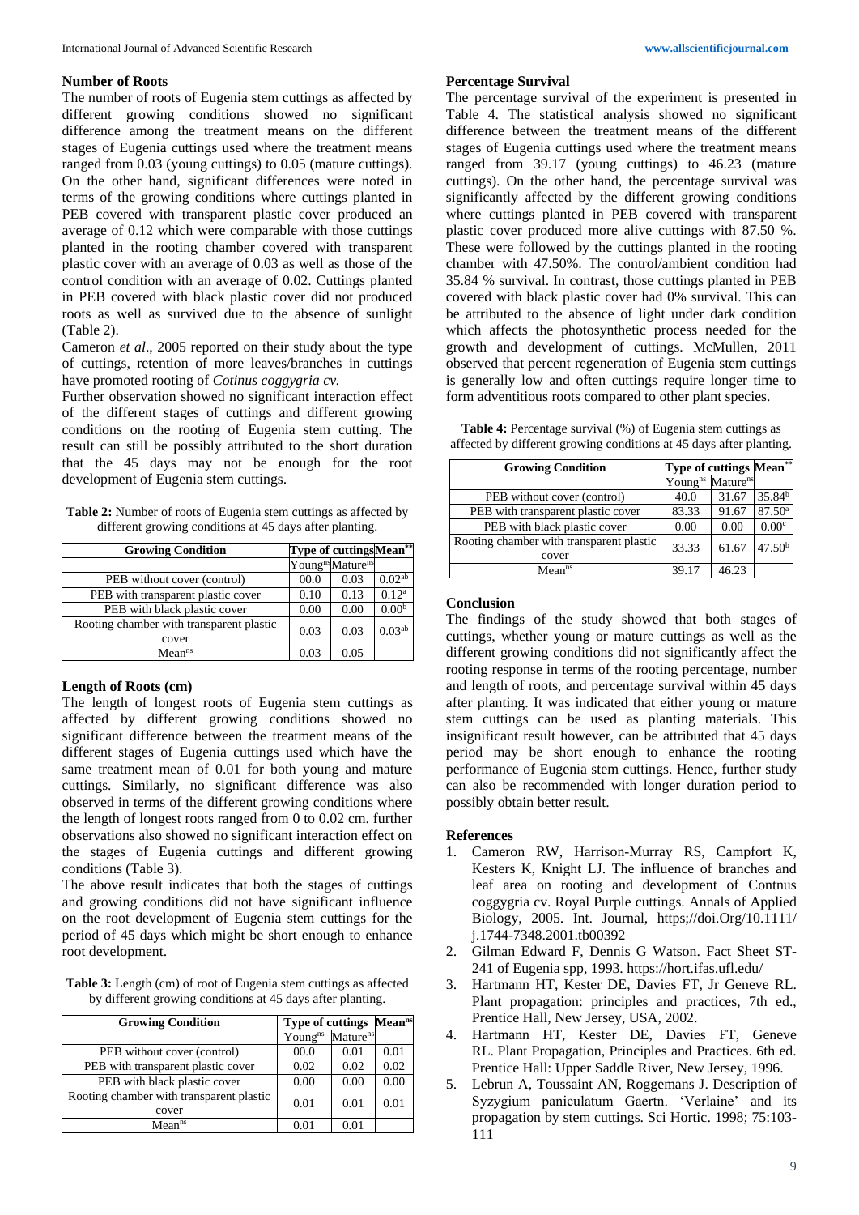### Number of Roots

The number of roots of Eugenia stem cuttings as affected by different growing conditions showed no significant difference among the treatment means on the different stages of Eugenia cuttings used where the treatment means ranged from 0.03 (young cuttings) to 0.05 (mature cuttings). On the other hand, significant differences were noted in terms of the growing conditions where cuttings planted in PEB covered with transparent plastic cover produced an average of 0.12 which were comparable with those cuttings planted in the rooting chamber covered with transparent plastic cover with an average of 0.03 as well as those of the control condition with an average of 0.02. Cuttings planted in PEB covered with black plastic cover did not produced roots as well as survived due to the absence of sunlight (Table 2).

Cameron *et al*., 2005 reported on their study about the type of cuttings, retention of more leaves/branches in cuttings have promoted rooting of *Cotinus coggygria cv.*

Further observation showed no significant interaction effect of the different stages of cuttings and different growing conditions on the rooting of Eugenia stem cutting. The result can still be possibly attributed to the short duration that the 45 days may not be enough for the root development of Eugenia stem cuttings.

**Table 2:** Number of roots of Eugenia stem cuttings as affected by different growing conditions at 45 days after planting.

| Growing Condition | Type of cuttings | | Mean** |
|---|---|---|---|
| | Young$^{ns}$ | Mature$^{ns}$ | |
| PEB without cover (control) | 00.0 | 0.03 | 0.02$^{ab}$ |
| PEB with transparent plastic cover | 0.10 | 0.13 | 0.12$^{a}$ |
| PEB with black plastic cover | 0.00 | 0.00 | 0.00$^{b}$ |
| Rooting chamber with transparent plastic cover | 0.03 | 0.03 | 0.03$^{ab}$ |
| Mean$^{ns}$ | 0.03 | 0.05 | |

### Length of Roots (cm)

The length of longest roots of Eugenia stem cuttings as affected by different growing conditions showed no significant difference between the treatment means of the different stages of Eugenia cuttings used which have the same treatment mean of 0.01 for both young and mature cuttings. Similarly, no significant difference was also observed in terms of the different growing conditions where the length of longest roots ranged from 0 to 0.02 cm. further observations also showed no significant interaction effect on the stages of Eugenia cuttings and different growing conditions (Table 3).

The above result indicates that both the stages of cuttings and growing conditions did not have significant influence on the root development of Eugenia stem cuttings for the period of 45 days which might be short enough to enhance root development.

**Table 3:** Length (cm) of root of Eugenia stem cuttings as affected by different growing conditions at 45 days after planting.

| Growing Condition | Type of cuttings | | Mean$^{ns}$ |
|---|---|---|---|
| | Young$^{ns}$ | Mature$^{ns}$ | |
| PEB without cover (control) | 00.0 | 0.01 | 0.01 |
| PEB with transparent plastic cover | 0.02 | 0.02 | 0.02 |
| PEB with black plastic cover | 0.00 | 0.00 | 0.00 |
| Rooting chamber with transparent plastic cover | 0.01 | 0.01 | 0.01 |
| Mean$^{ns}$ | 0.01 | 0.01 | |

### Percentage Survival

The percentage survival of the experiment is presented in Table 4. The statistical analysis showed no significant difference between the treatment means of the different stages of Eugenia cuttings used where the treatment means ranged from 39.17 (young cuttings) to 46.23 (mature cuttings). On the other hand, the percentage survival was significantly affected by the different growing conditions where cuttings planted in PEB covered with transparent plastic cover produced more alive cuttings with 87.50 %. These were followed by the cuttings planted in the rooting chamber with 47.50%. The control/ambient condition had 35.84 % survival. In contrast, those cuttings planted in PEB covered with black plastic cover had 0% survival. This can be attributed to the absence of light under dark condition which affects the photosynthetic process needed for the growth and development of cuttings. McMullen, 2011 observed that percent regeneration of Eugenia stem cuttings is generally low and often cuttings require longer time to form adventitious roots compared to other plant species.

**Table 4:** Percentage survival (%) of Eugenia stem cuttings as affected by different growing conditions at 45 days after planting.

| Growing Condition | Type of cuttings | | Mean** |
|---|---|---|---|
| | Young$^{ns}$ | Mature$^{ns}$ | |
| PEB without cover (control) | 40.0 | 31.67 | 35.84$^{b}$ |
| PEB with transparent plastic cover | 83.33 | 91.67 | 87.50$^{a}$ |
| PEB with black plastic cover | 0.00 | 0.00 | 0.00$^{c}$ |
| Rooting chamber with transparent plastic cover | 33.33 | 61.67 | 47.50$^{b}$ |
| Mean$^{ns}$ | 39.17 | 46.23 | |

## Conclusion

The findings of the study showed that both stages of cuttings, whether young or mature cuttings as well as the different growing conditions did not significantly affect the rooting response in terms of the rooting percentage, number and length of roots, and percentage survival within 45 days after planting. It was indicated that either young or mature stem cuttings can be used as planting materials. This insignificant result however, can be attributed that 45 days period may be short enough to enhance the rooting performance of Eugenia stem cuttings. Hence, further study can also be recommended with longer duration period to possibly obtain better result.

## References

1. Cameron RW, Harrison-Murray RS, Campfort K, Kesters K, Knight LJ. The influence of branches and leaf area on rooting and development of Contnus coggygria cv. Royal Purple cuttings. Annals of Applied Biology, 2005. Int. Journal, https;//doi.Org/10.1111/ j.1744-7348.2001.tb00392
2. Gilman Edward F, Dennis G Watson. Fact Sheet ST-241 of Eugenia spp, 1993. https://hort.ifas.ufl.edu/
3. Hartmann HT, Kester DE, Davies FT, Jr Geneve RL. Plant propagation: principles and practices, 7th ed., Prentice Hall, New Jersey, USA, 2002.
4. Hartmann HT, Kester DE, Davies FT, Geneve RL. Plant Propagation, Principles and Practices. 6th ed. Prentice Hall: Upper Saddle River, New Jersey, 1996.
5. Lebrun A, Toussaint AN, Roggemans J. Description of Syzygium paniculatum Gaertn. 'Verlaine' and its propagation by stem cuttings. Sci Hortic. 1998; 75:103-111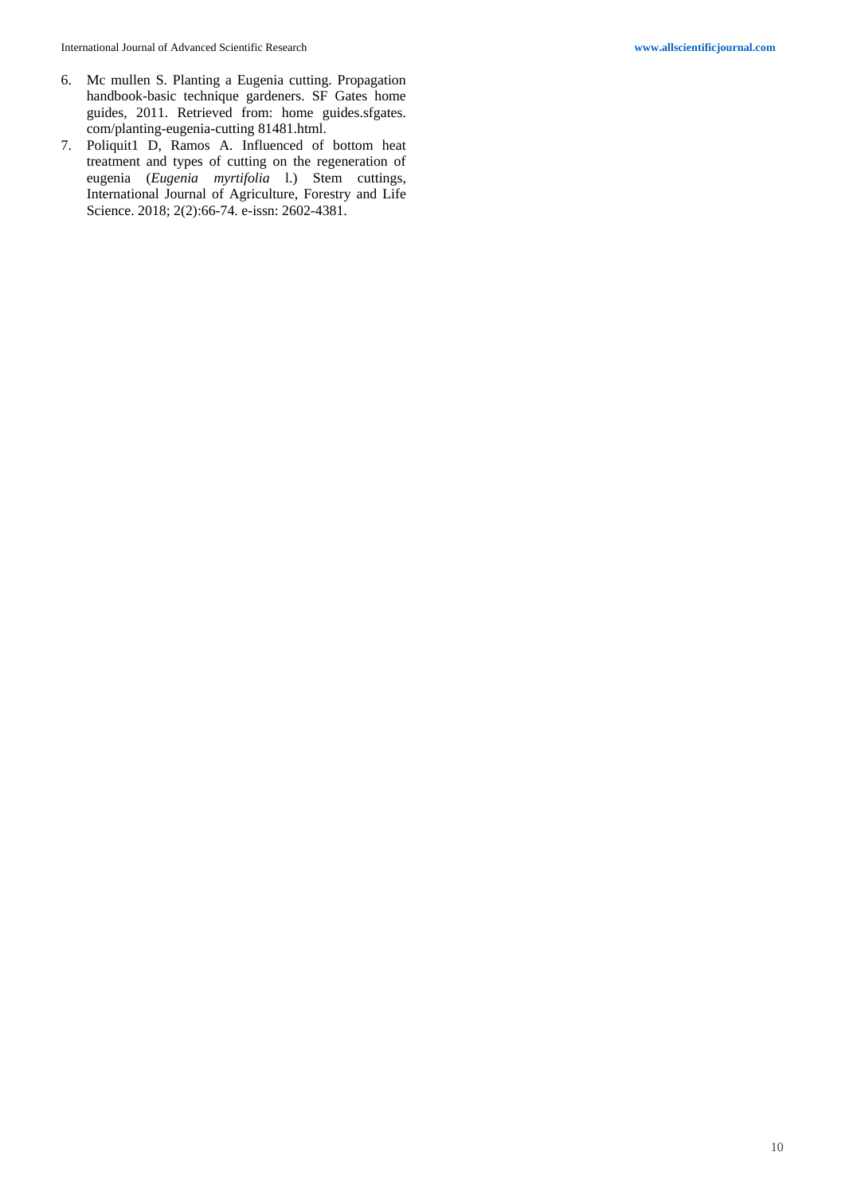6. Mc mullen S. Planting a Eugenia cutting. Propagation handbook-basic technique gardeners. SF Gates home guides, 2011. Retrieved from: home guides.sfgates. com/planting-eugenia-cutting 81481.html.
7. Poliquit1 D, Ramos A. Influenced of bottom heat treatment and types of cutting on the regeneration of eugenia (*Eugenia myrtifolia* l.) Stem cuttings, International Journal of Agriculture, Forestry and Life Science. 2018; 2(2):66-74. e-issn: 2602-4381.